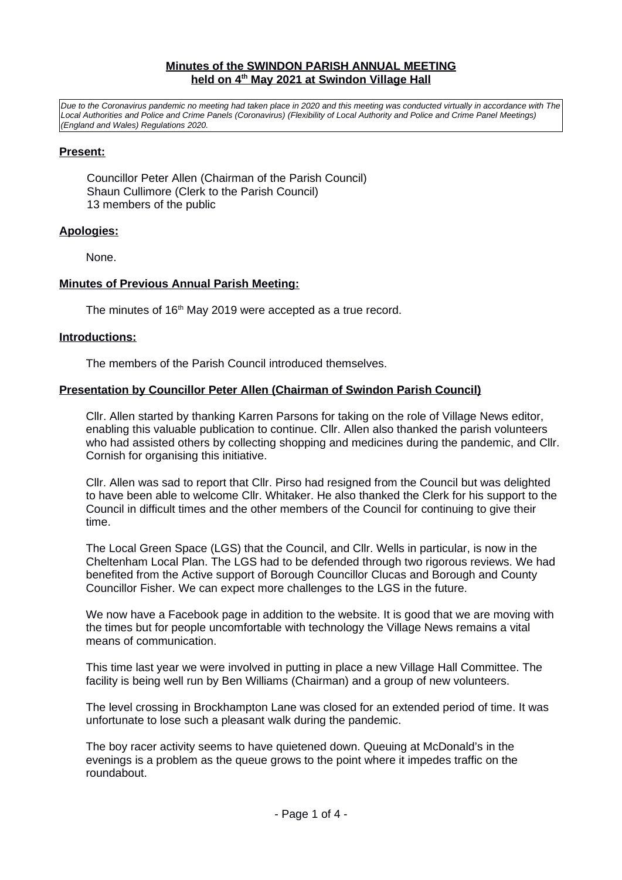**Minutes of the SWINDON PARISH ANNUAL MEETING**
**held on 4th May 2021 at Swindon Village Hall**

*Due to the Coronavirus pandemic no meeting had taken place in 2020 and this meeting was conducted virtually in accordance with The Local Authorities and Police and Crime Panels (Coronavirus) (Flexibility of Local Authority and Police and Crime Panel Meetings) (England and Wales) Regulations 2020.*

**Present:**

Councillor Peter Allen (Chairman of the Parish Council)
Shaun Cullimore (Clerk to the Parish Council)
13 members of the public

**Apologies:**

None.

**Minutes of Previous Annual Parish Meeting:**

The minutes of 16th May 2019 were accepted as a true record.

**Introductions:**

The members of the Parish Council introduced themselves.

**Presentation by Councillor Peter Allen (Chairman of Swindon Parish Council)**

Cllr. Allen started by thanking Karren Parsons for taking on the role of Village News editor, enabling this valuable publication to continue. Cllr. Allen also thanked the parish volunteers who had assisted others by collecting shopping and medicines during the pandemic, and Cllr. Cornish for organising this initiative.

Cllr. Allen was sad to report that Cllr. Pirso had resigned from the Council but was delighted to have been able to welcome Cllr. Whitaker. He also thanked the Clerk for his support to the Council in difficult times and the other members of the Council for continuing to give their time.

The Local Green Space (LGS) that the Council, and Cllr. Wells in particular, is now in the Cheltenham Local Plan. The LGS had to be defended through two rigorous reviews. We had benefited from the Active support of Borough Councillor Clucas and Borough and County Councillor Fisher. We can expect more challenges to the LGS in the future.

We now have a Facebook page in addition to the website. It is good that we are moving with the times but for people uncomfortable with technology the Village News remains a vital means of communication.

This time last year we were involved in putting in place a new Village Hall Committee. The facility is being well run by Ben Williams (Chairman) and a group of new volunteers.

The level crossing in Brockhampton Lane was closed for an extended period of time. It was unfortunate to lose such a pleasant walk during the pandemic.

The boy racer activity seems to have quietened down. Queuing at McDonald's in the evenings is a problem as the queue grows to the point where it impedes traffic on the roundabout.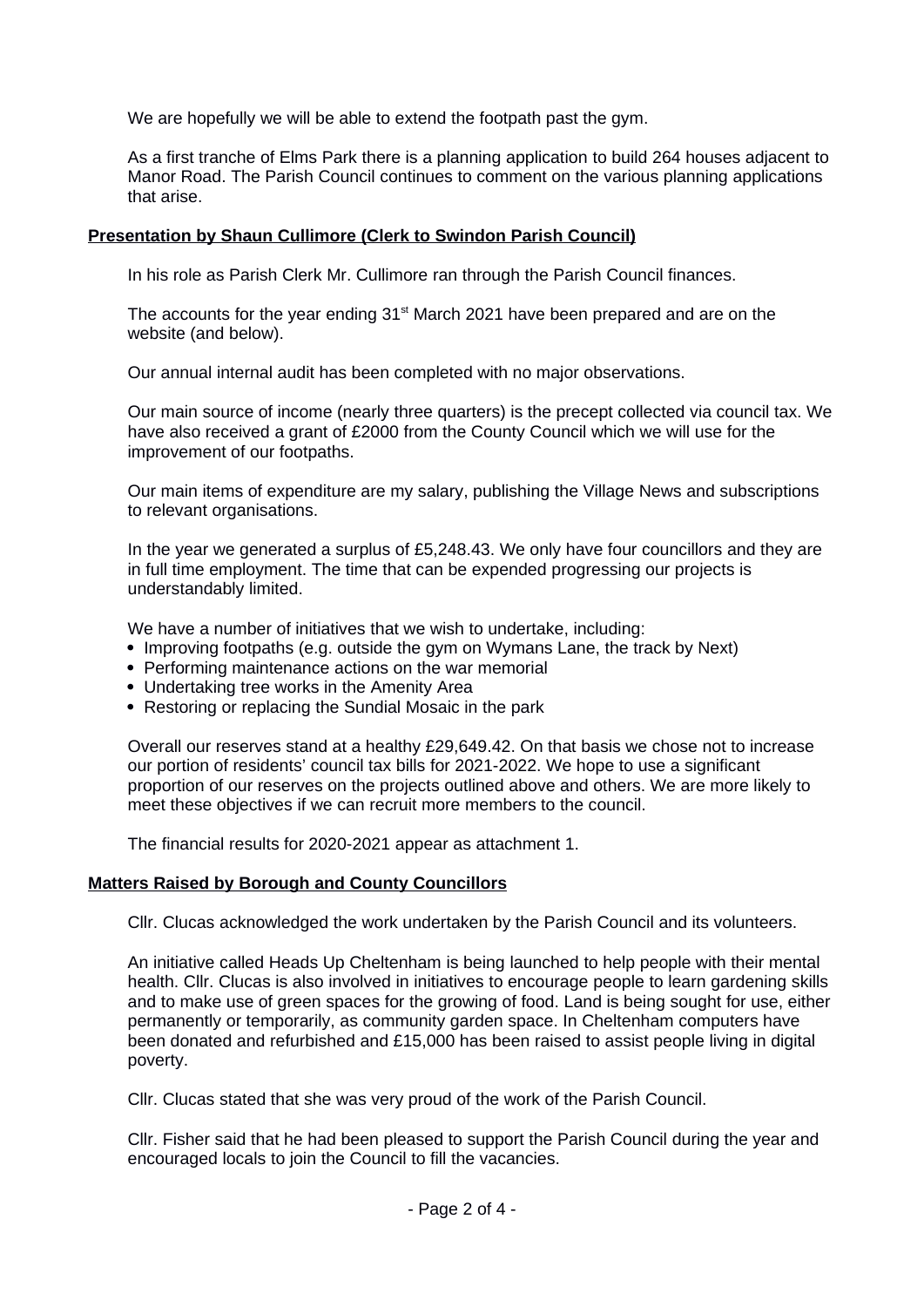We are hopefully we will be able to extend the footpath past the gym.

As a first tranche of Elms Park there is a planning application to build 264 houses adjacent to Manor Road. The Parish Council continues to comment on the various planning applications that arise.

**Presentation by Shaun Cullimore (Clerk to Swindon Parish Council)**

In his role as Parish Clerk Mr. Cullimore ran through the Parish Council finances.

The accounts for the year ending 31st March 2021 have been prepared and are on the website (and below).

Our annual internal audit has been completed with no major observations.

Our main source of income (nearly three quarters) is the precept collected via council tax. We have also received a grant of £2000 from the County Council which we will use for the improvement of our footpaths.

Our main items of expenditure are my salary, publishing the Village News and subscriptions to relevant organisations.

In the year we generated a surplus of £5,248.43. We only have four councillors and they are in full time employment. The time that can be expended progressing our projects is understandably limited.

We have a number of initiatives that we wish to undertake, including:

- Improving footpaths (e.g. outside the gym on Wymans Lane, the track by Next)
- Performing maintenance actions on the war memorial
- Undertaking tree works in the Amenity Area
- Restoring or replacing the Sundial Mosaic in the park

Overall our reserves stand at a healthy £29,649.42. On that basis we chose not to increase our portion of residents' council tax bills for 2021-2022. We hope to use a significant proportion of our reserves on the projects outlined above and others. We are more likely to meet these objectives if we can recruit more members to the council.

The financial results for 2020-2021 appear as attachment 1.

**Matters Raised by Borough and County Councillors**

Cllr. Clucas acknowledged the work undertaken by the Parish Council and its volunteers.

An initiative called Heads Up Cheltenham is being launched to help people with their mental health. Cllr. Clucas is also involved in initiatives to encourage people to learn gardening skills and to make use of green spaces for the growing of food. Land is being sought for use, either permanently or temporarily, as community garden space. In Cheltenham computers have been donated and refurbished and £15,000 has been raised to assist people living in digital poverty.

Cllr. Clucas stated that she was very proud of the work of the Parish Council.

Cllr. Fisher said that he had been pleased to support the Parish Council during the year and encouraged locals to join the Council to fill the vacancies.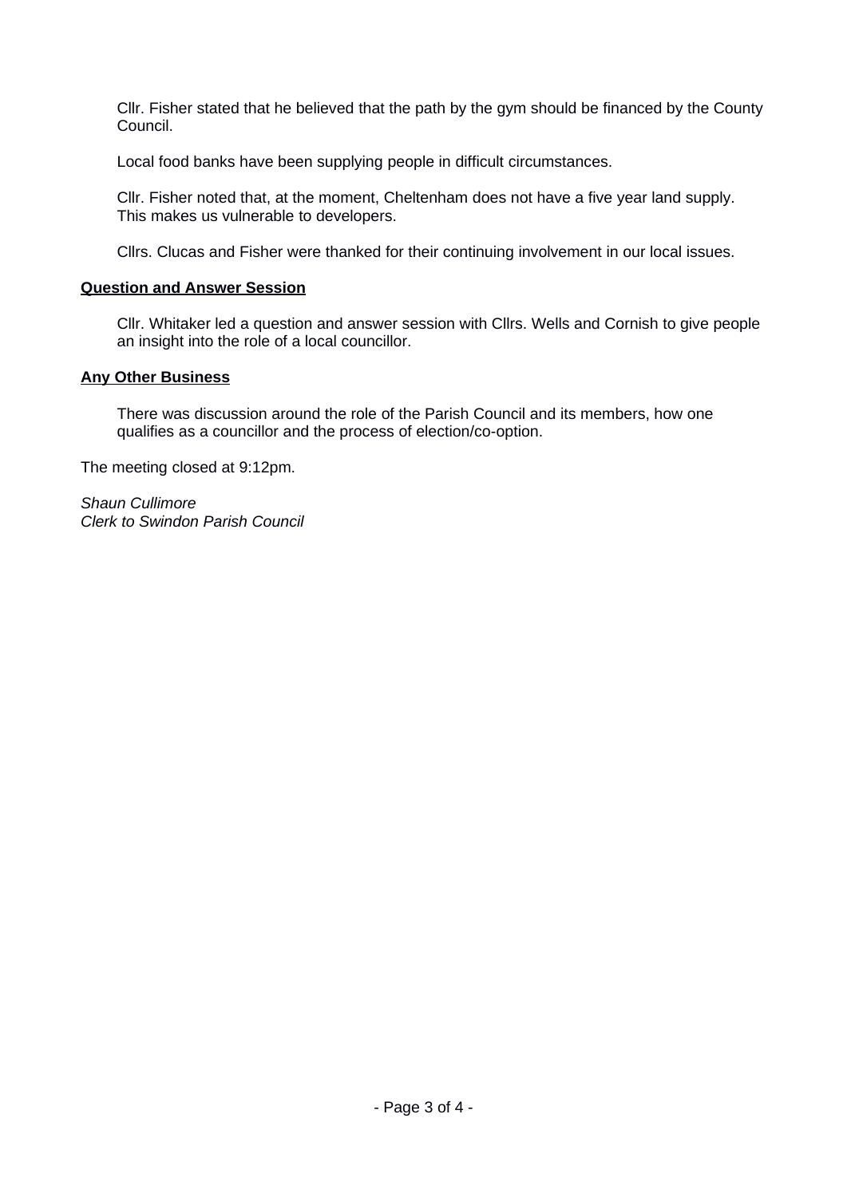Cllr. Fisher stated that he believed that the path by the gym should be financed by the County Council.

Local food banks have been supplying people in difficult circumstances.

Cllr. Fisher noted that, at the moment, Cheltenham does not have a five year land supply. This makes us vulnerable to developers.

Cllrs. Clucas and Fisher were thanked for their continuing involvement in our local issues.

**Question and Answer Session**

Cllr. Whitaker led a question and answer session with Cllrs. Wells and Cornish to give people an insight into the role of a local councillor.

**Any Other Business**

There was discussion around the role of the Parish Council and its members, how one qualifies as a councillor and the process of election/co-option.

The meeting closed at 9:12pm.

*Shaun Cullimore*
*Clerk to Swindon Parish Council*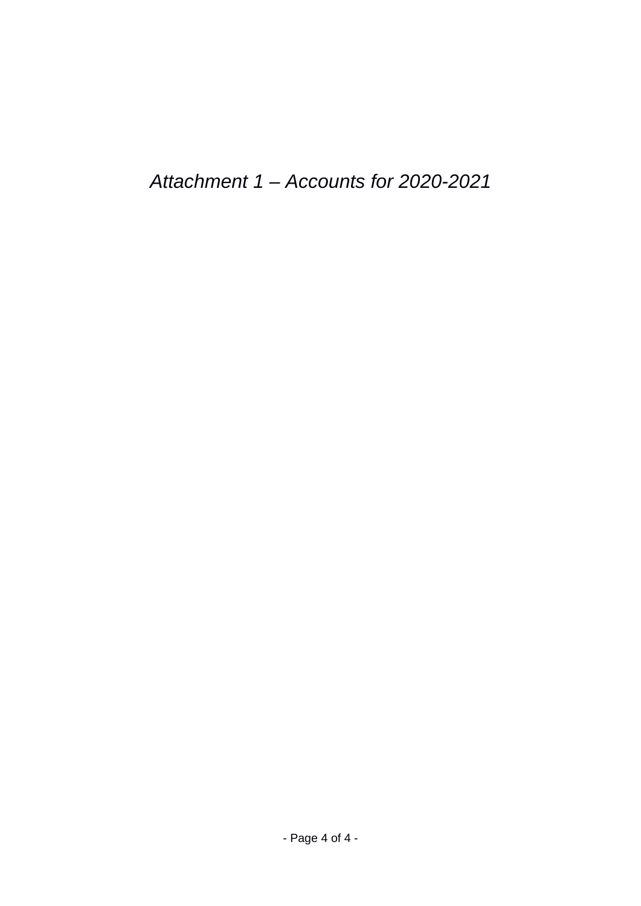*Attachment 1 – Accounts for 2020-2021*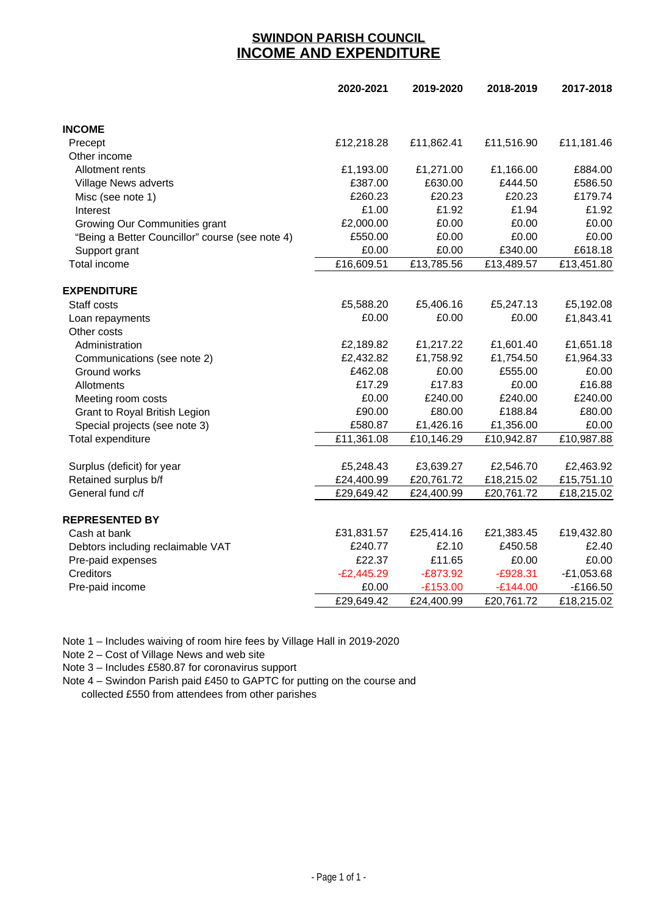# SWINDON PARISH COUNCIL
# INCOME AND EXPENDITURE

| | 2020-2021 | 2019-2020 | 2018-2019 | 2017-2018 |
|---|---|---|---|---|
| **INCOME** | | | | |
| Precept | £12,218.28 | £11,862.41 | £11,516.90 | £11,181.46 |
| Other income | | | | |
| Allotment rents | £1,193.00 | £1,271.00 | £1,166.00 | £884.00 |
| Village News adverts | £387.00 | £630.00 | £444.50 | £586.50 |
| Misc (see note 1) | £260.23 | £20.23 | £20.23 | £179.74 |
| Interest | £1.00 | £1.92 | £1.94 | £1.92 |
| Growing Our Communities grant | £2,000.00 | £0.00 | £0.00 | £0.00 |
| "Being a Better Councillor" course (see note 4) | £550.00 | £0.00 | £0.00 | £0.00 |
| Support grant | £0.00 | £0.00 | £340.00 | £618.18 |
| Total income | £16,609.51 | £13,785.56 | £13,489.57 | £13,451.80 |
| **EXPENDITURE** | | | | |
| Staff costs | £5,588.20 | £5,406.16 | £5,247.13 | £5,192.08 |
| Loan repayments | £0.00 | £0.00 | £0.00 | £1,843.41 |
| Other costs | | | | |
| Administration | £2,189.82 | £1,217.22 | £1,601.40 | £1,651.18 |
| Communications (see note 2) | £2,432.82 | £1,758.92 | £1,754.50 | £1,964.33 |
| Ground works | £462.08 | £0.00 | £555.00 | £0.00 |
| Allotments | £17.29 | £17.83 | £0.00 | £16.88 |
| Meeting room costs | £0.00 | £240.00 | £240.00 | £240.00 |
| Grant to Royal British Legion | £90.00 | £80.00 | £188.84 | £80.00 |
| Special projects (see note 3) | £580.87 | £1,426.16 | £1,356.00 | £0.00 |
| Total expenditure | £11,361.08 | £10,146.29 | £10,942.87 | £10,987.88 |
| Surplus (deficit) for year | £5,248.43 | £3,639.27 | £2,546.70 | £2,463.92 |
| Retained surplus b/f | £24,400.99 | £20,761.72 | £18,215.02 | £15,751.10 |
| General fund c/f | £29,649.42 | £24,400.99 | £20,761.72 | £18,215.02 |
| **REPRESENTED BY** | | | | |
| Cash at bank | £31,831.57 | £25,414.16 | £21,383.45 | £19,432.80 |
| Debtors including reclaimable VAT | £240.77 | £2.10 | £450.58 | £2.40 |
| Pre-paid expenses | £22.37 | £11.65 | £0.00 | £0.00 |
| Creditors | -£2,445.29 | -£873.92 | -£928.31 | -£1,053.68 |
| Pre-paid income | £0.00 | -£153.00 | -£144.00 | -£166.50 |
| | £29,649.42 | £24,400.99 | £20,761.72 | £18,215.02 |

Note 1 – Includes waiving of room hire fees by Village Hall in 2019-2020

Note 2 – Cost of Village News and web site

Note 3 – Includes £580.87 for coronavirus support

Note 4 – Swindon Parish paid £450 to GAPTC for putting on the course and collected £550 from attendees from other parishes